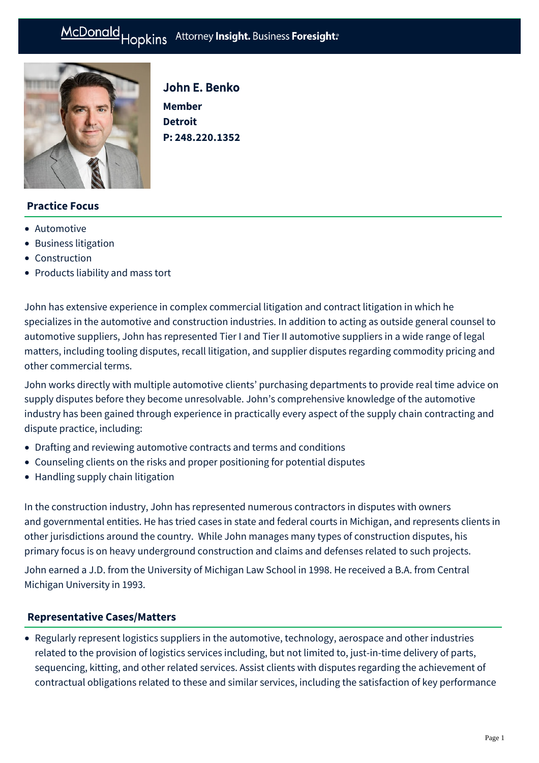McDonald Hopkins Attorney **Insight.** Business **Foresight.**

## John E. Benko

**Member**

**Detroit**

**P: 248.220.1352**

## Practice Focus

- Automotive
- Business litigation
- Construction
- Products liability and mass tort

John has extensive experience in complex commercial litigation and contract litigation in which he specializes in the automotive and construction industries. In addition to acting as outside general counsel to automotive suppliers, John has represented Tier I and Tier II automotive suppliers in a wide range of legal matters, including tooling disputes, recall litigation, and supplier disputes regarding commodity pricing and other commercial terms.

John works directly with multiple automotive clients' purchasing departments to provide real time advice on supply disputes before they become unresolvable. John's comprehensive knowledge of the automotive industry has been gained through experience in practically every aspect of the supply chain contracting and dispute practice, including:

- Drafting and reviewing automotive contracts and terms and conditions
- Counseling clients on the risks and proper positioning for potential disputes
- Handling supply chain litigation

In the construction industry, John has represented numerous contractors in disputes with owners and governmental entities. He has tried cases in state and federal courts in Michigan, and represents clients in other jurisdictions around the country. While John manages many types of construction disputes, his primary focus is on heavy underground construction and claims and defenses related to such projects.

John earned a J.D. from the University of Michigan Law School in 1998. He received a B.A. from Central Michigan University in 1993.

## Representative Cases/Matters

- Regularly represent logistics suppliers in the automotive, technology, aerospace and other industries related to the provision of logistics services including, but not limited to, just-in-time delivery of parts, sequencing, kitting, and other related services. Assist clients with disputes regarding the achievement of contractual obligations related to these and similar services, including the satisfaction of key performance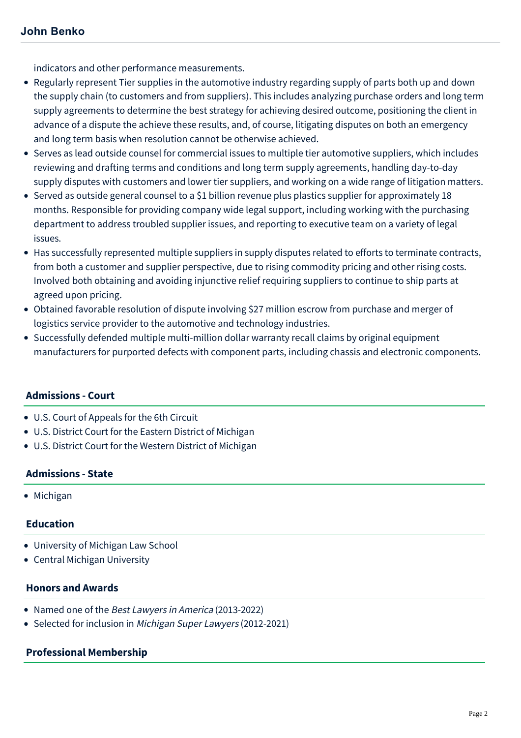indicators and other performance measurements.

- Regularly represent Tier supplies in the automotive industry regarding supply of parts both up and down the supply chain (to customers and from suppliers). This includes analyzing purchase orders and long term supply agreements to determine the best strategy for achieving desired outcome, positioning the client in advance of a dispute the achieve these results, and, of course, litigating disputes on both an emergency and long term basis when resolution cannot be otherwise achieved.
- Serves as lead outside counsel for commercial issues to multiple tier automotive suppliers, which includes reviewing and drafting terms and conditions and long term supply agreements, handling day-to-day supply disputes with customers and lower tier suppliers, and working on a wide range of litigation matters.
- Served as outside general counsel to a $1 billion revenue plus plastics supplier for approximately 18 months. Responsible for providing company wide legal support, including working with the purchasing department to address troubled supplier issues, and reporting to executive team on a variety of legal issues.
- Has successfully represented multiple suppliers in supply disputes related to efforts to terminate contracts, from both a customer and supplier perspective, due to rising commodity pricing and other rising costs. Involved both obtaining and avoiding injunctive relief requiring suppliers to continue to ship parts at agreed upon pricing.
- Obtained favorable resolution of dispute involving $27 million escrow from purchase and merger of logistics service provider to the automotive and technology industries.
- Successfully defended multiple multi-million dollar warranty recall claims by original equipment manufacturers for purported defects with component parts, including chassis and electronic components.

## Admissions - Court

- U.S. Court of Appeals for the 6th Circuit
- U.S. District Court for the Eastern District of Michigan
- U.S. District Court for the Western District of Michigan

## Admissions - State

- Michigan

## Education

- University of Michigan Law School
- Central Michigan University

## Honors and Awards

- Named one of the *Best Lawyers in America* (2013-2022)
- Selected for inclusion in *Michigan Super Lawyers* (2012-2021)

## Professional Membership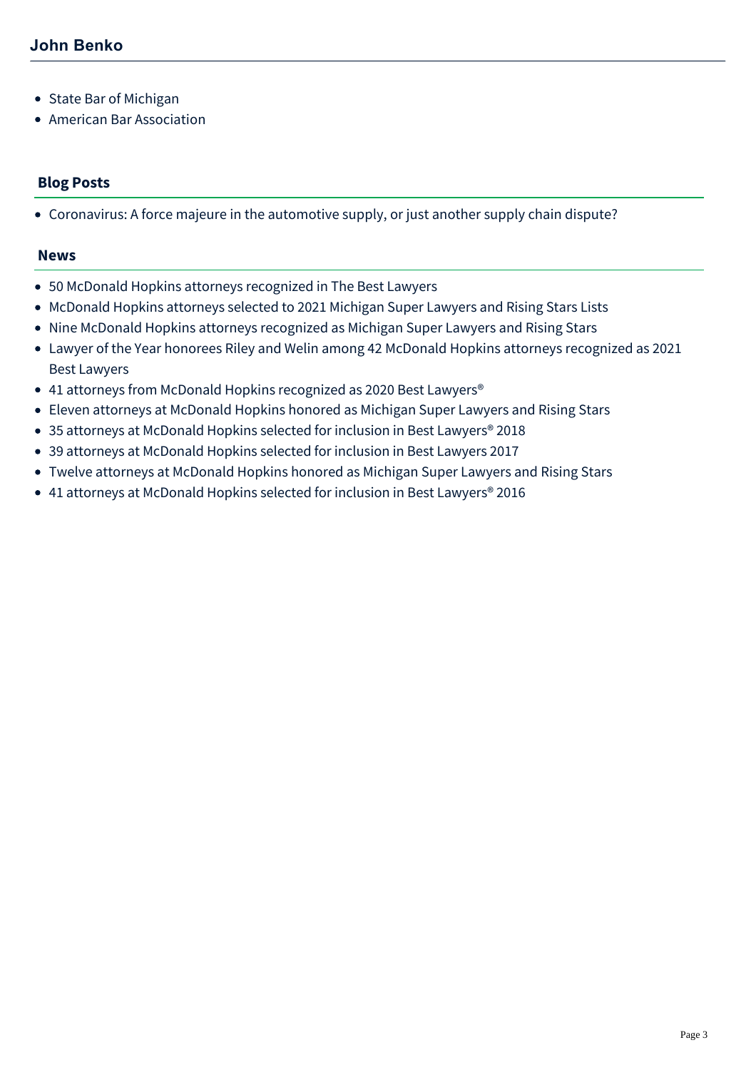- State Bar of Michigan
- American Bar Association

## Blog Posts

- Coronavirus: A force majeure in the automotive supply, or just another supply chain dispute?

## News

- 50 McDonald Hopkins attorneys recognized in The Best Lawyers
- McDonald Hopkins attorneys selected to 2021 Michigan Super Lawyers and Rising Stars Lists
- Nine McDonald Hopkins attorneys recognized as Michigan Super Lawyers and Rising Stars
- Lawyer of the Year honorees Riley and Welin among 42 McDonald Hopkins attorneys recognized as 2021 Best Lawyers
- 41 attorneys from McDonald Hopkins recognized as 2020 Best Lawyers®
- Eleven attorneys at McDonald Hopkins honored as Michigan Super Lawyers and Rising Stars
- 35 attorneys at McDonald Hopkins selected for inclusion in Best Lawyers® 2018
- 39 attorneys at McDonald Hopkins selected for inclusion in Best Lawyers 2017
- Twelve attorneys at McDonald Hopkins honored as Michigan Super Lawyers and Rising Stars
- 41 attorneys at McDonald Hopkins selected for inclusion in Best Lawyers® 2016